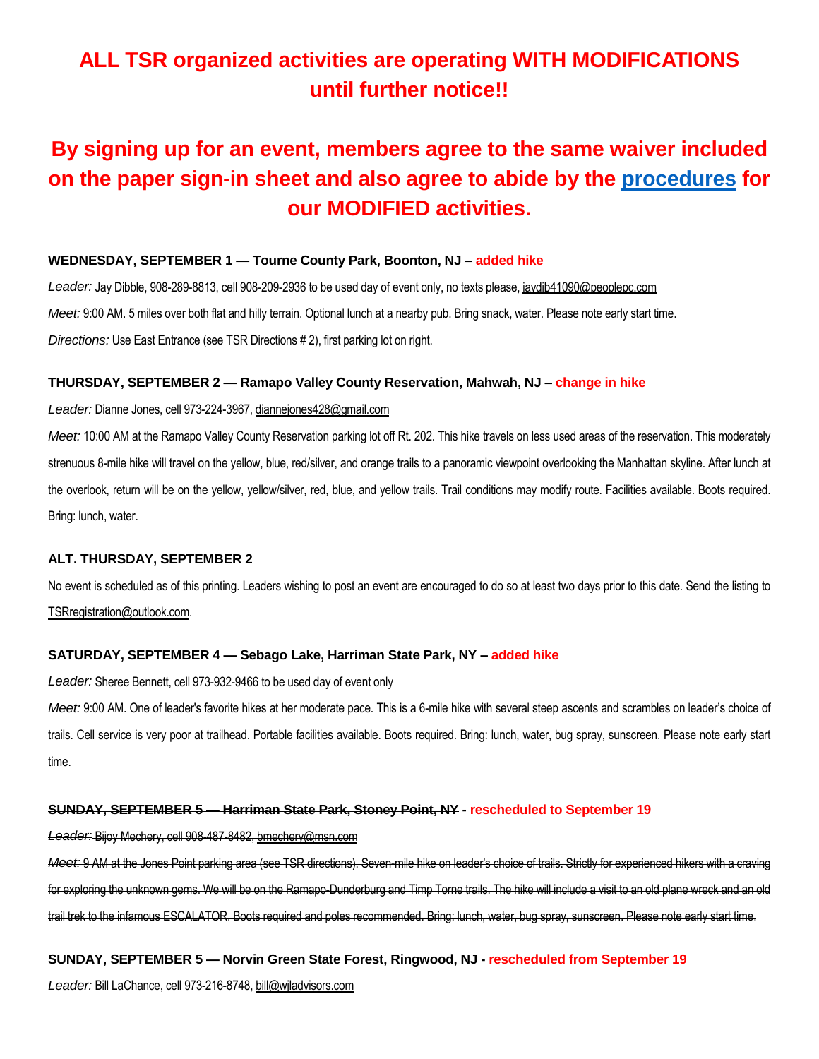# ALL TSR organized activities are operating WITH MODIFICATIONS until further notice!!

## By signing up for an event, members agree to the same waiver included on the paper sign-in sheet and also agree to abide by the procedures for our MODIFIED activities.

**WEDNESDAY, SEPTEMBER 1 — Tourne County Park, Boonton, NJ – added hike**

*Leader:* Jay Dibble, 908-289-8813, cell 908-209-2936 to be used day of event only, no texts please, jaydib41090@peoplepc.com

*Meet:* 9:00 AM. 5 miles over both flat and hilly terrain. Optional lunch at a nearby pub. Bring snack, water. Please note early start time.

*Directions:* Use East Entrance (see TSR Directions # 2), first parking lot on right.

**THURSDAY, SEPTEMBER 2 — Ramapo Valley County Reservation, Mahwah, NJ – change in hike**

*Leader:* Dianne Jones, cell 973-224-3967, diannejones428@gmail.com

*Meet:* 10:00 AM at the Ramapo Valley County Reservation parking lot off Rt. 202. This hike travels on less used areas of the reservation. This moderately strenuous 8-mile hike will travel on the yellow, blue, red/silver, and orange trails to a panoramic viewpoint overlooking the Manhattan skyline. After lunch at the overlook, return will be on the yellow, yellow/silver, red, blue, and yellow trails. Trail conditions may modify route. Facilities available. Boots required. Bring: lunch, water.

**ALT. THURSDAY, SEPTEMBER 2**

No event is scheduled as of this printing. Leaders wishing to post an event are encouraged to do so at least two days prior to this date. Send the listing to TSRregistration@outlook.com.

**SATURDAY, SEPTEMBER 4 — Sebago Lake, Harriman State Park, NY – added hike**

*Leader:* Sheree Bennett, cell 973-932-9466 to be used day of event only

*Meet:* 9:00 AM. One of leader's favorite hikes at her moderate pace. This is a 6-mile hike with several steep ascents and scrambles on leader's choice of trails. Cell service is very poor at trailhead. Portable facilities available. Boots required. Bring: lunch, water, bug spray, sunscreen. Please note early start time.

**~~SUNDAY, SEPTEMBER 5 — Harriman State Park, Stoney Point, NY~~ - rescheduled to September 19**

~~*Leader:* Bijoy Mechery, cell 908-487-8482, bmechery@msn.com~~

~~*Meet:* 9 AM at the Jones Point parking area (see TSR directions). Seven-mile hike on leader's choice of trails. Strictly for experienced hikers with a craving for exploring the unknown gems. We will be on the Ramapo-Dunderburg and Timp Torne trails. The hike will include a visit to an old plane wreck and an old trail trek to the infamous ESCALATOR. Boots required and poles recommended. Bring: lunch, water, bug spray, sunscreen. Please note early start time.~~

**SUNDAY, SEPTEMBER 5 — Norvin Green State Forest, Ringwood, NJ - rescheduled from September 19**

*Leader:* Bill LaChance, cell 973-216-8748, bill@wjladvisors.com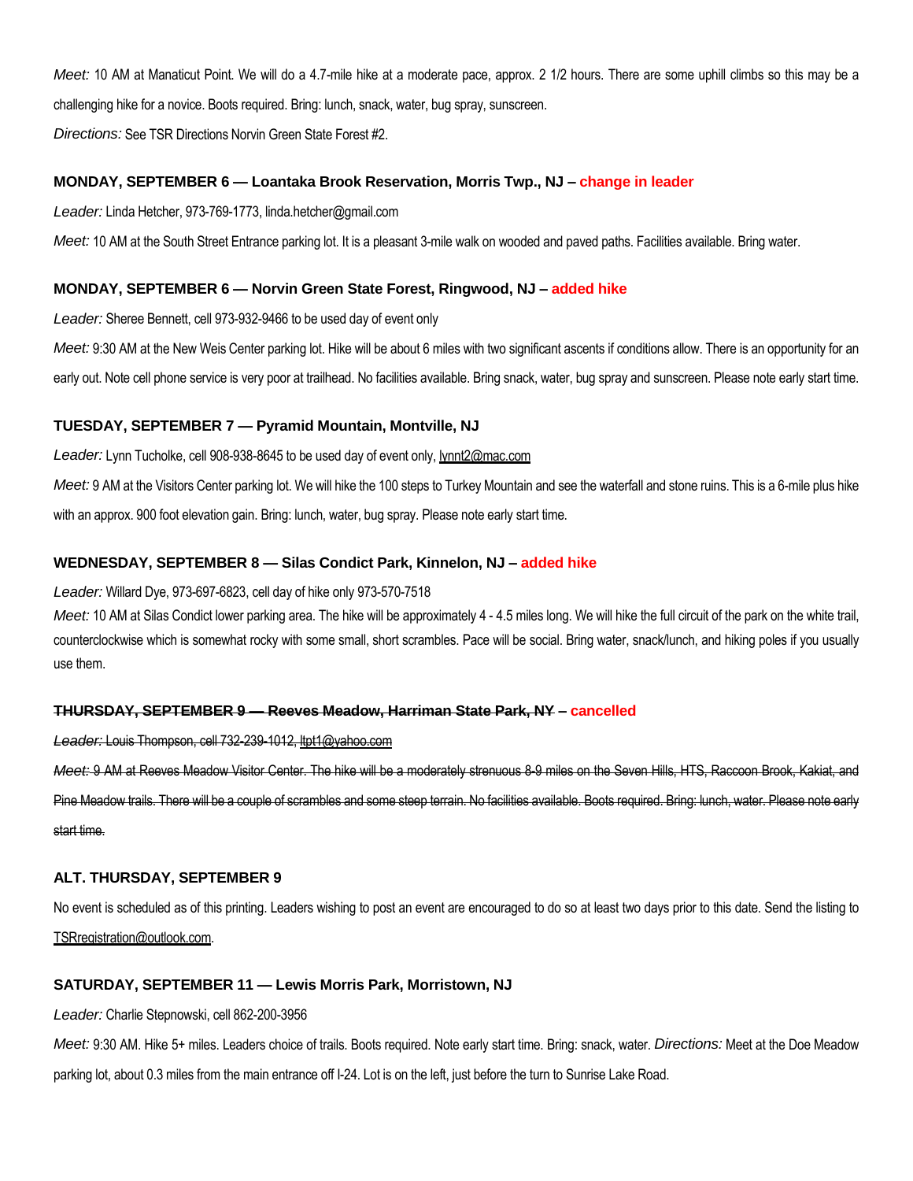*Meet:* 10 AM at Manaticut Point. We will do a 4.7-mile hike at a moderate pace, approx. 2 1/2 hours. There are some uphill climbs so this may be a challenging hike for a novice. Boots required. Bring: lunch, snack, water, bug spray, sunscreen.

*Directions:* See TSR Directions Norvin Green State Forest #2.

**MONDAY, SEPTEMBER 6 — Loantaka Brook Reservation, Morris Twp., NJ – change in leader**

*Leader:* Linda Hetcher, 973-769-1773, linda.hetcher@gmail.com

*Meet:* 10 AM at the South Street Entrance parking lot. It is a pleasant 3-mile walk on wooded and paved paths. Facilities available. Bring water.

**MONDAY, SEPTEMBER 6 — Norvin Green State Forest, Ringwood, NJ – added hike**

*Leader:* Sheree Bennett, cell 973-932-9466 to be used day of event only

*Meet:* 9:30 AM at the New Weis Center parking lot. Hike will be about 6 miles with two significant ascents if conditions allow. There is an opportunity for an early out. Note cell phone service is very poor at trailhead. No facilities available. Bring snack, water, bug spray and sunscreen. Please note early start time.

**TUESDAY, SEPTEMBER 7 — Pyramid Mountain, Montville, NJ**

*Leader:* Lynn Tucholke, cell 908-938-8645 to be used day of event only, lynnt2@mac.com

*Meet:* 9 AM at the Visitors Center parking lot. We will hike the 100 steps to Turkey Mountain and see the waterfall and stone ruins. This is a 6-mile plus hike with an approx. 900 foot elevation gain. Bring: lunch, water, bug spray. Please note early start time.

**WEDNESDAY, SEPTEMBER 8 — Silas Condict Park, Kinnelon, NJ – added hike**

*Leader:* Willard Dye, 973-697-6823, cell day of hike only 973-570-7518

*Meet:* 10 AM at Silas Condict lower parking area. The hike will be approximately 4 - 4.5 miles long. We will hike the full circuit of the park on the white trail, counterclockwise which is somewhat rocky with some small, short scrambles. Pace will be social. Bring water, snack/lunch, and hiking poles if you usually use them.

**~~THURSDAY, SEPTEMBER 9 — Reeves Meadow, Harriman State Park, NY~~ – cancelled**

~~*Leader:* Louis Thompson, cell 732-239-1012, ltpt1@yahoo.com~~

~~*Meet:* 9 AM at Reeves Meadow Visitor Center. The hike will be a moderately strenuous 8-9 miles on the Seven Hills, HTS, Raccoon Brook, Kakiat, and Pine Meadow trails. There will be a couple of scrambles and some steep terrain. No facilities available. Boots required. Bring: lunch, water. Please note early start time.~~

**ALT. THURSDAY, SEPTEMBER 9**

No event is scheduled as of this printing. Leaders wishing to post an event are encouraged to do so at least two days prior to this date. Send the listing to TSRregistration@outlook.com.

**SATURDAY, SEPTEMBER 11 — Lewis Morris Park, Morristown, NJ**

*Leader:* Charlie Stepnowski, cell 862-200-3956

*Meet:* 9:30 AM. Hike 5+ miles. Leaders choice of trails. Boots required. Note early start time. Bring: snack, water. *Directions:* Meet at the Doe Meadow parking lot, about 0.3 miles from the main entrance off I-24. Lot is on the left, just before the turn to Sunrise Lake Road.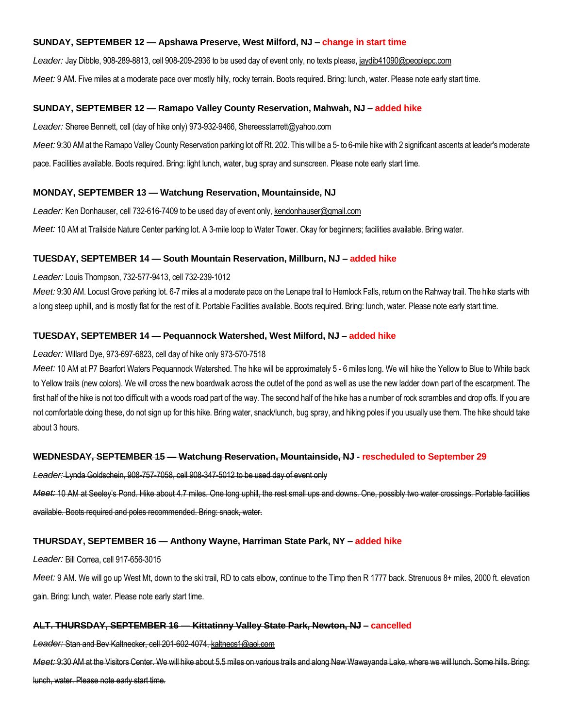**SUNDAY, SEPTEMBER 12 — Apshawa Preserve, West Milford, NJ – change in start time**

*Leader:* Jay Dibble, 908-289-8813, cell 908-209-2936 to be used day of event only, no texts please, jaydib41090@peoplepc.com

*Meet:* 9 AM. Five miles at a moderate pace over mostly hilly, rocky terrain. Boots required. Bring: lunch, water. Please note early start time.

**SUNDAY, SEPTEMBER 12 — Ramapo Valley County Reservation, Mahwah, NJ – added hike**

*Leader:* Sheree Bennett, cell (day of hike only) 973-932-9466, Shereesstarrett@yahoo.com

*Meet:* 9:30 AM at the Ramapo Valley County Reservation parking lot off Rt. 202. This will be a 5- to 6-mile hike with 2 significant ascents at leader's moderate pace. Facilities available. Boots required. Bring: light lunch, water, bug spray and sunscreen. Please note early start time.

**MONDAY, SEPTEMBER 13 — Watchung Reservation, Mountainside, NJ**

*Leader:* Ken Donhauser, cell 732-616-7409 to be used day of event only, kendonhauser@gmail.com

*Meet:* 10 AM at Trailside Nature Center parking lot. A 3-mile loop to Water Tower. Okay for beginners; facilities available. Bring water.

**TUESDAY, SEPTEMBER 14 — South Mountain Reservation, Millburn, NJ – added hike**

*Leader:* Louis Thompson, 732-577-9413, cell 732-239-1012

*Meet:* 9:30 AM. Locust Grove parking lot. 6-7 miles at a moderate pace on the Lenape trail to Hemlock Falls, return on the Rahway trail. The hike starts with a long steep uphill, and is mostly flat for the rest of it. Portable Facilities available. Boots required. Bring: lunch, water. Please note early start time.

**TUESDAY, SEPTEMBER 14 — Pequannock Watershed, West Milford, NJ – added hike**

*Leader:* Willard Dye, 973-697-6823, cell day of hike only 973-570-7518

*Meet:* 10 AM at P7 Bearfort Waters Pequannock Watershed. The hike will be approximately 5 - 6 miles long. We will hike the Yellow to Blue to White back to Yellow trails (new colors). We will cross the new boardwalk across the outlet of the pond as well as use the new ladder down part of the escarpment. The first half of the hike is not too difficult with a woods road part of the way. The second half of the hike has a number of rock scrambles and drop offs. If you are not comfortable doing these, do not sign up for this hike. Bring water, snack/lunch, bug spray, and hiking poles if you usually use them. The hike should take about 3 hours.

**~~WEDNESDAY, SEPTEMBER 15 — Watchung Reservation, Mountainside, NJ~~ - rescheduled to September 29**

~~*Leader:* Lynda Goldschein, 908-757-7058, cell 908-347-5012 to be used day of event only~~

~~*Meet:* 10 AM at Seeley's Pond. Hike about 4.7 miles. One long uphill, the rest small ups and downs. One, possibly two water crossings. Portable facilities available. Boots required and poles recommended. Bring: snack, water.~~

**THURSDAY, SEPTEMBER 16 — Anthony Wayne, Harriman State Park, NY – added hike**

*Leader:* Bill Correa, cell 917-656-3015

*Meet:* 9 AM. We will go up West Mt, down to the ski trail, RD to cats elbow, continue to the Timp then R 1777 back. Strenuous 8+ miles, 2000 ft. elevation gain. Bring: lunch, water. Please note early start time.

**~~ALT. THURSDAY, SEPTEMBER 16 — Kittatinny Valley State Park, Newton, NJ~~ – cancelled**

~~*Leader:* Stan and Bev Kaltnecker, cell 201-602-4074, kaltnecs1@aol.com~~

~~*Meet:* 9:30 AM at the Visitors Center. We will hike about 5.5 miles on various trails and along New Wawayanda Lake, where we will lunch. Some hills. Bring: lunch, water. Please note early start time.~~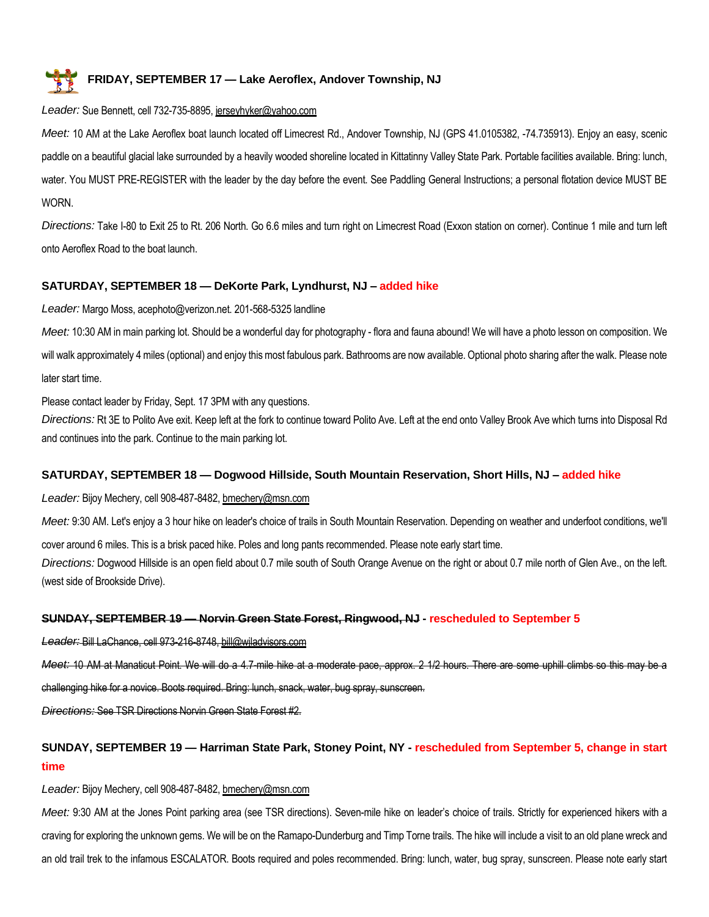### FRIDAY, SEPTEMBER 17 — Lake Aeroflex, Andover Township, NJ

*Leader:* Sue Bennett, cell 732-735-8895, jerseyhyker@yahoo.com

*Meet:* 10 AM at the Lake Aeroflex boat launch located off Limecrest Rd., Andover Township, NJ (GPS 41.0105382, -74.735913). Enjoy an easy, scenic paddle on a beautiful glacial lake surrounded by a heavily wooded shoreline located in Kittatinny Valley State Park. Portable facilities available. Bring: lunch, water. You MUST PRE-REGISTER with the leader by the day before the event. See Paddling General Instructions; a personal flotation device MUST BE WORN.

*Directions:* Take I-80 to Exit 25 to Rt. 206 North. Go 6.6 miles and turn right on Limecrest Road (Exxon station on corner). Continue 1 mile and turn left onto Aeroflex Road to the boat launch.

### SATURDAY, SEPTEMBER 18 — DeKorte Park, Lyndhurst, NJ – added hike

*Leader:* Margo Moss, acephoto@verizon.net. 201-568-5325 landline

*Meet:* 10:30 AM in main parking lot. Should be a wonderful day for photography - flora and fauna abound! We will have a photo lesson on composition. We will walk approximately 4 miles (optional) and enjoy this most fabulous park. Bathrooms are now available. Optional photo sharing after the walk. Please note later start time.

Please contact leader by Friday, Sept. 17 3PM with any questions.

*Directions:* Rt 3E to Polito Ave exit. Keep left at the fork to continue toward Polito Ave. Left at the end onto Valley Brook Ave which turns into Disposal Rd and continues into the park. Continue to the main parking lot.

### SATURDAY, SEPTEMBER 18 — Dogwood Hillside, South Mountain Reservation, Short Hills, NJ – added hike

*Leader:* Bijoy Mechery, cell 908-487-8482, bmechery@msn.com

*Meet:* 9:30 AM. Let's enjoy a 3 hour hike on leader's choice of trails in South Mountain Reservation. Depending on weather and underfoot conditions, we'll cover around 6 miles. This is a brisk paced hike. Poles and long pants recommended. Please note early start time.

*Directions:* Dogwood Hillside is an open field about 0.7 mile south of South Orange Avenue on the right or about 0.7 mile north of Glen Ave., on the left. (west side of Brookside Drive).

### ~~SUNDAY, SEPTEMBER 19 — Norvin Green State Forest, Ringwood, NJ~~ - rescheduled to September 5

~~*Leader:* Bill LaChance, cell 973-216-8748, bill@wjladvisors.com~~

~~*Meet:* 10 AM at Manaticut Point. We will do a 4.7-mile hike at a moderate pace, approx. 2 1/2 hours. There are some uphill climbs so this may be a challenging hike for a novice. Boots required. Bring: lunch, snack, water, bug spray, sunscreen.~~

~~*Directions:* See TSR Directions Norvin Green State Forest #2.~~

### SUNDAY, SEPTEMBER 19 — Harriman State Park, Stoney Point, NY - rescheduled from September 5, change in start time

*Leader:* Bijoy Mechery, cell 908-487-8482, bmechery@msn.com

*Meet:* 9:30 AM at the Jones Point parking area (see TSR directions). Seven-mile hike on leader's choice of trails. Strictly for experienced hikers with a craving for exploring the unknown gems. We will be on the Ramapo-Dunderburg and Timp Torne trails. The hike will include a visit to an old plane wreck and an old trail trek to the infamous ESCALATOR. Boots required and poles recommended. Bring: lunch, water, bug spray, sunscreen. Please note early start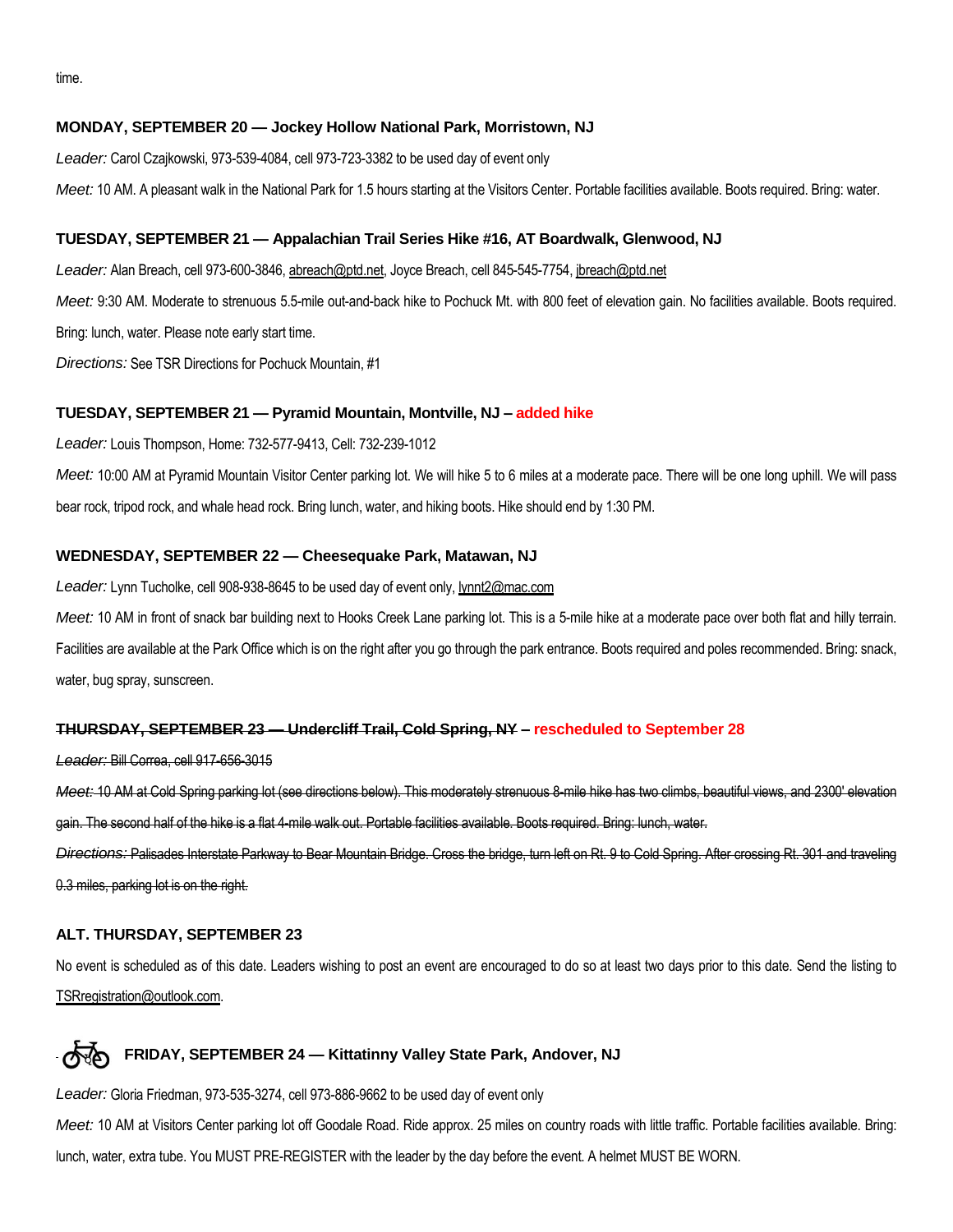time.

### MONDAY, SEPTEMBER 20 — Jockey Hollow National Park, Morristown, NJ

*Leader:* Carol Czajkowski, 973-539-4084, cell 973-723-3382 to be used day of event only

*Meet:* 10 AM. A pleasant walk in the National Park for 1.5 hours starting at the Visitors Center. Portable facilities available. Boots required. Bring: water.

### TUESDAY, SEPTEMBER 21 — Appalachian Trail Series Hike #16, AT Boardwalk, Glenwood, NJ

*Leader:* Alan Breach, cell 973-600-3846, abreach@ptd.net, Joyce Breach, cell 845-545-7754, jbreach@ptd.net

*Meet:* 9:30 AM. Moderate to strenuous 5.5-mile out-and-back hike to Pochuck Mt. with 800 feet of elevation gain. No facilities available. Boots required. Bring: lunch, water. Please note early start time.

*Directions:* See TSR Directions for Pochuck Mountain, #1

### TUESDAY, SEPTEMBER 21 — Pyramid Mountain, Montville, NJ – added hike

*Leader:* Louis Thompson, Home: 732-577-9413, Cell: 732-239-1012

*Meet:* 10:00 AM at Pyramid Mountain Visitor Center parking lot. We will hike 5 to 6 miles at a moderate pace. There will be one long uphill. We will pass bear rock, tripod rock, and whale head rock. Bring lunch, water, and hiking boots. Hike should end by 1:30 PM.

### WEDNESDAY, SEPTEMBER 22 — Cheesequake Park, Matawan, NJ

*Leader:* Lynn Tucholke, cell 908-938-8645 to be used day of event only, lynnt2@mac.com

*Meet:* 10 AM in front of snack bar building next to Hooks Creek Lane parking lot. This is a 5-mile hike at a moderate pace over both flat and hilly terrain. Facilities are available at the Park Office which is on the right after you go through the park entrance. Boots required and poles recommended. Bring: snack, water, bug spray, sunscreen.

### ~~THURSDAY, SEPTEMBER 23 — Undercliff Trail, Cold Spring, NY~~ – rescheduled to September 28

~~*Leader:* Bill Correa, cell 917-656-3015~~

~~*Meet:* 10 AM at Cold Spring parking lot (see directions below). This moderately strenuous 8-mile hike has two climbs, beautiful views, and 2300' elevation gain. The second half of the hike is a flat 4-mile walk out. Portable facilities available. Boots required. Bring: lunch, water.~~

~~*Directions:* Palisades Interstate Parkway to Bear Mountain Bridge. Cross the bridge, turn left on Rt. 9 to Cold Spring. After crossing Rt. 301 and traveling 0.3 miles, parking lot is on the right.~~

### ALT. THURSDAY, SEPTEMBER 23

No event is scheduled as of this date. Leaders wishing to post an event are encouraged to do so at least two days prior to this date. Send the listing to TSRregistration@outlook.com.

### FRIDAY, SEPTEMBER 24 — Kittatinny Valley State Park, Andover, NJ

*Leader:* Gloria Friedman, 973-535-3274, cell 973-886-9662 to be used day of event only

*Meet:* 10 AM at Visitors Center parking lot off Goodale Road. Ride approx. 25 miles on country roads with little traffic. Portable facilities available. Bring: lunch, water, extra tube. You MUST PRE-REGISTER with the leader by the day before the event. A helmet MUST BE WORN.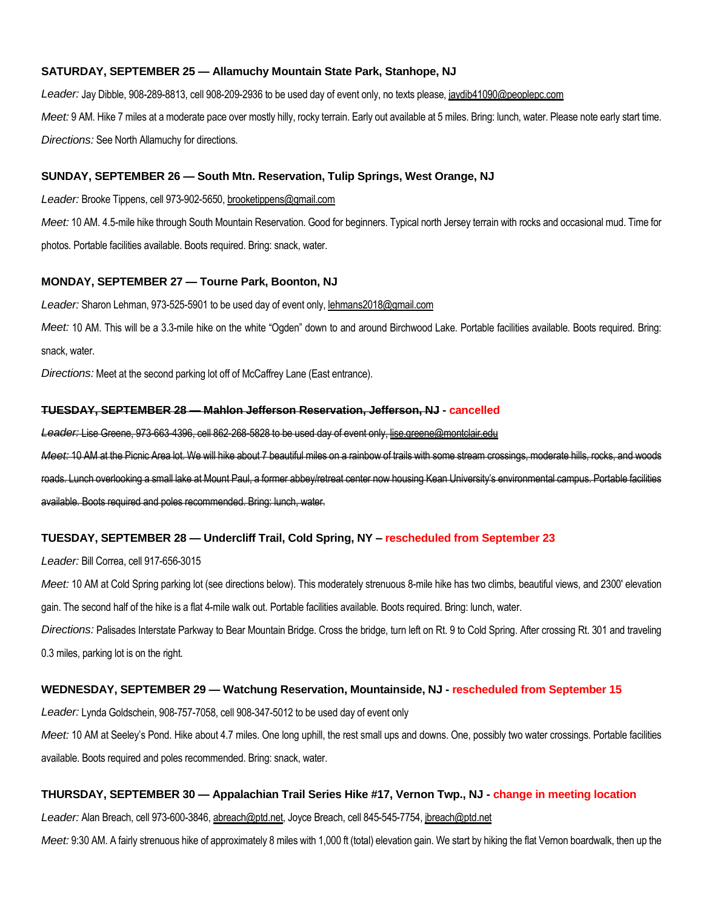### SATURDAY, SEPTEMBER 25 — Allamuchy Mountain State Park, Stanhope, NJ

*Leader:* Jay Dibble, 908-289-8813, cell 908-209-2936 to be used day of event only, no texts please, jaydib41090@peoplepc.com

*Meet:* 9 AM. Hike 7 miles at a moderate pace over mostly hilly, rocky terrain. Early out available at 5 miles. Bring: lunch, water. Please note early start time.

*Directions:* See North Allamuchy for directions.

### SUNDAY, SEPTEMBER 26 — South Mtn. Reservation, Tulip Springs, West Orange, NJ

*Leader:* Brooke Tippens, cell 973-902-5650, brooketippens@gmail.com

*Meet:* 10 AM. 4.5-mile hike through South Mountain Reservation. Good for beginners. Typical north Jersey terrain with rocks and occasional mud. Time for photos. Portable facilities available. Boots required. Bring: snack, water.

### MONDAY, SEPTEMBER 27 — Tourne Park, Boonton, NJ

*Leader:* Sharon Lehman, 973-525-5901 to be used day of event only, lehmans2018@gmail.com

*Meet:* 10 AM. This will be a 3.3-mile hike on the white "Ogden" down to and around Birchwood Lake. Portable facilities available. Boots required. Bring: snack, water.

*Directions:* Meet at the second parking lot off of McCaffrey Lane (East entrance).

### ~~TUESDAY, SEPTEMBER 28 — Mahlon Jefferson Reservation, Jefferson, NJ~~ - cancelled

~~*Leader:* Lise Greene, 973-663-4396, cell 862-268-5828 to be used day of event only, lise.greene@montclair.edu~~

~~*Meet:* 10 AM at the Picnic Area lot. We will hike about 7 beautiful miles on a rainbow of trails with some stream crossings, moderate hills, rocks, and woods roads. Lunch overlooking a small lake at Mount Paul, a former abbey/retreat center now housing Kean University's environmental campus. Portable facilities available. Boots required and poles recommended. Bring: lunch, water.~~

### TUESDAY, SEPTEMBER 28 — Undercliff Trail, Cold Spring, NY – rescheduled from September 23

*Leader:* Bill Correa, cell 917-656-3015

*Meet:* 10 AM at Cold Spring parking lot (see directions below). This moderately strenuous 8-mile hike has two climbs, beautiful views, and 2300' elevation gain. The second half of the hike is a flat 4-mile walk out. Portable facilities available. Boots required. Bring: lunch, water.

*Directions:* Palisades Interstate Parkway to Bear Mountain Bridge. Cross the bridge, turn left on Rt. 9 to Cold Spring. After crossing Rt. 301 and traveling 0.3 miles, parking lot is on the right.

### WEDNESDAY, SEPTEMBER 29 — Watchung Reservation, Mountainside, NJ - rescheduled from September 15

*Leader:* Lynda Goldschein, 908-757-7058, cell 908-347-5012 to be used day of event only

*Meet:* 10 AM at Seeley's Pond. Hike about 4.7 miles. One long uphill, the rest small ups and downs. One, possibly two water crossings. Portable facilities available. Boots required and poles recommended. Bring: snack, water.

### THURSDAY, SEPTEMBER 30 — Appalachian Trail Series Hike #17, Vernon Twp., NJ - change in meeting location

*Leader:* Alan Breach, cell 973-600-3846, abreach@ptd.net, Joyce Breach, cell 845-545-7754, jbreach@ptd.net

*Meet:* 9:30 AM. A fairly strenuous hike of approximately 8 miles with 1,000 ft (total) elevation gain. We start by hiking the flat Vernon boardwalk, then up the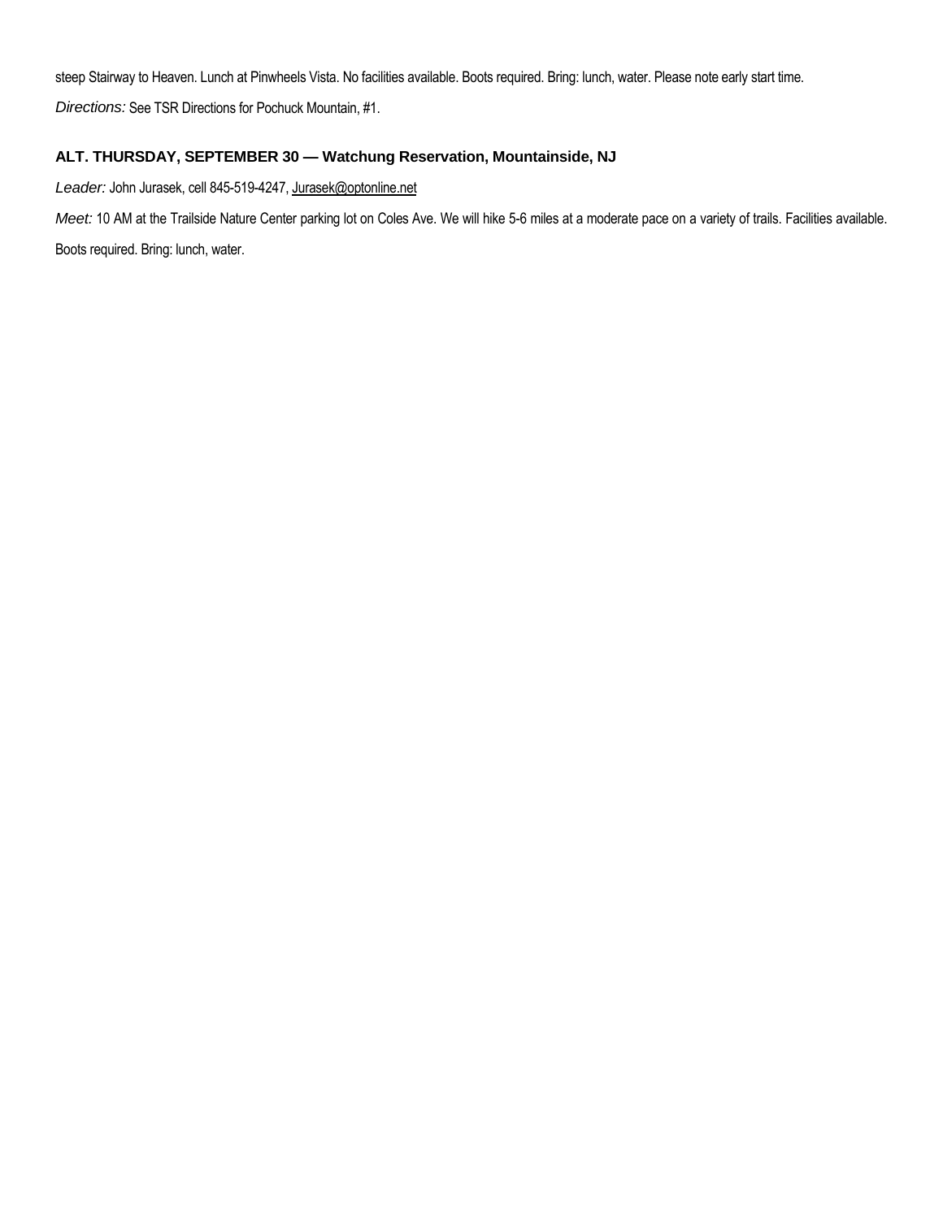steep Stairway to Heaven. Lunch at Pinwheels Vista. No facilities available. Boots required. Bring: lunch, water. Please note early start time.

*Directions:* See TSR Directions for Pochuck Mountain, #1.

### ALT. THURSDAY, SEPTEMBER 30 — Watchung Reservation, Mountainside, NJ

*Leader:* John Jurasek, cell 845-519-4247, Jurasek@optonline.net

*Meet:* 10 AM at the Trailside Nature Center parking lot on Coles Ave. We will hike 5-6 miles at a moderate pace on a variety of trails. Facilities available. Boots required. Bring: lunch, water.